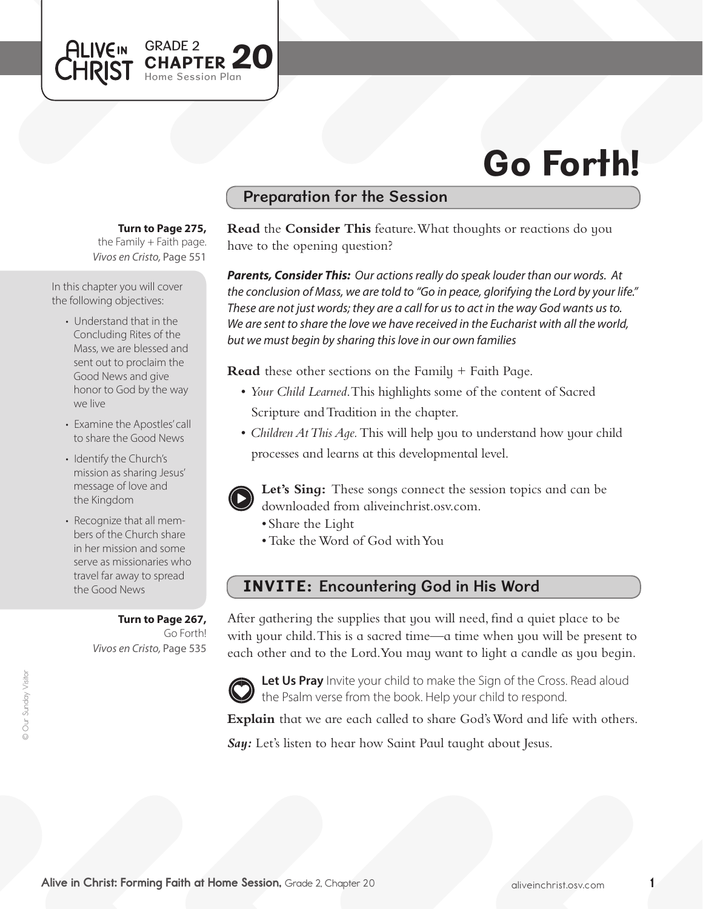ALIVE IN CHRIST GRADE 2 **CHAPTER 20** Home Session Plan

# Go Forth!

## Preparation for the Session

**Turn to Page 275,** the Family + Faith page. *Vivos en Cristo,* Page 551

In this chapter you will cover the following objectives:

- Understand that in the Concluding Rites of the Mass, we are blessed and sent out to proclaim the Good News and give honor to God by the way we live
- Examine the Apostles' call to share the Good News
- Identify the Church's mission as sharing Jesus' message of love and the Kingdom
- Recognize that all members of the Church share in her mission and some serve as missionaries who travel far away to spread the Good News

**Turn to Page 267,** Go Forth! *Vivos en Cristo,* Page 535

**Read** the **Consider This** feature. What thoughts or reactions do you have to the opening question?

***Parents, Consider This:*** *Our actions really do speak louder than our words. At the conclusion of Mass, we are told to "Go in peace, glorifying the Lord by your life." These are not just words; they are a call for us to act in the way God wants us to. We are sent to share the love we have received in the Eucharist with all the world, but we must begin by sharing this love in our own families*

**Read** these other sections on the Family + Faith Page.

- *Your Child Learned.* This highlights some of the content of Sacred Scripture and Tradition in the chapter.
- *Children At This Age.* This will help you to understand how your child processes and learns at this developmental level.

**Let's Sing:** These songs connect the session topics and can be downloaded from aliveinchrist.osv.com.

- Share the Light
- Take the Word of God with You

## INVITE: Encountering God in His Word

After gathering the supplies that you will need, find a quiet place to be with your child. This is a sacred time—a time when you will be present to each other and to the Lord. You may want to light a candle as you begin.

**Let Us Pray** Invite your child to make the Sign of the Cross. Read aloud the Psalm verse from the book. Help your child to respond.

**Explain** that we are each called to share God's Word and life with others.

***Say:*** Let's listen to hear how Saint Paul taught about Jesus.

© Our Sunday Visitor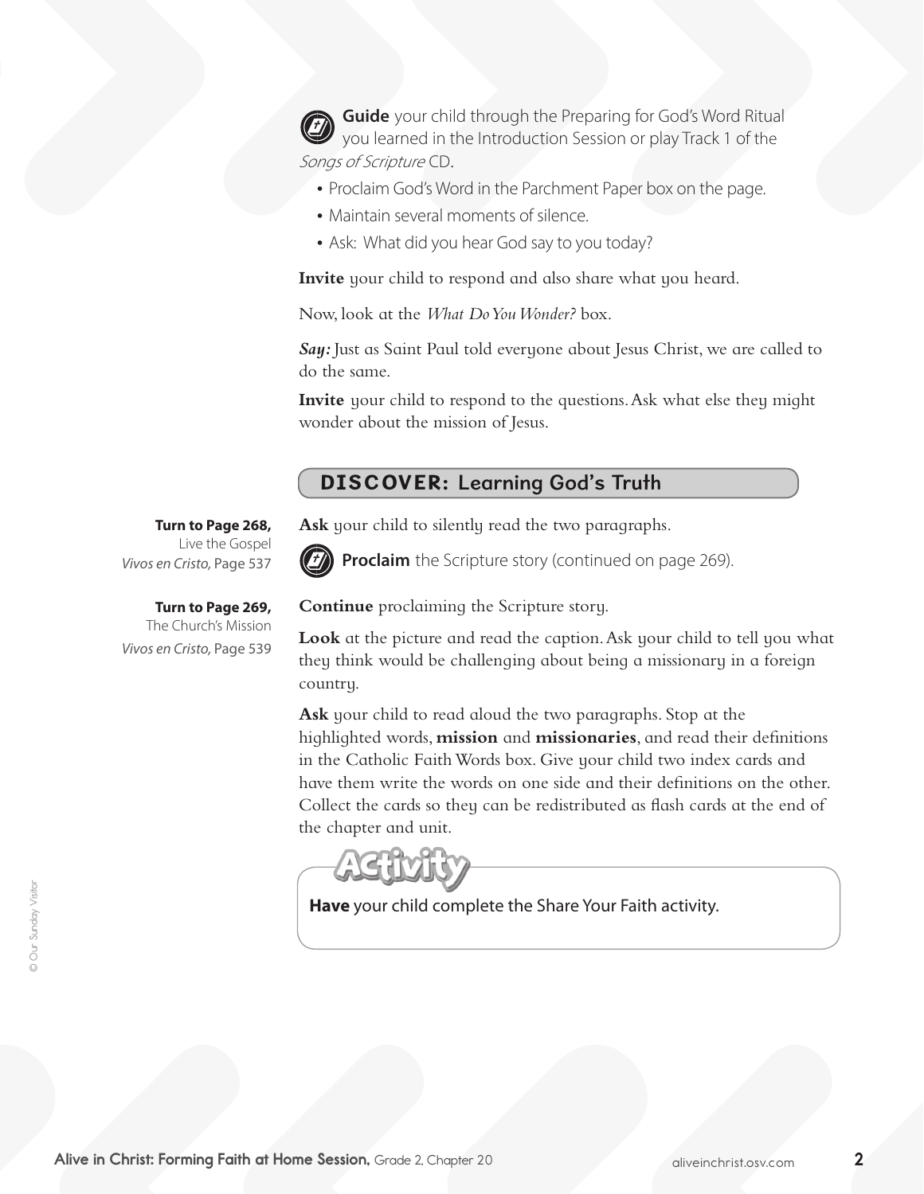**Guide** your child through the Preparing for God's Word Ritual you learned in the Introduction Session or play Track 1 of the *Songs of Scripture* CD.

- Proclaim God's Word in the Parchment Paper box on the page.
- Maintain several moments of silence.
- Ask: What did you hear God say to you today?

**Invite** your child to respond and also share what you heard.

Now, look at the *What Do You Wonder?* box.

***Say:*** Just as Saint Paul told everyone about Jesus Christ, we are called to do the same.

**Invite** your child to respond to the questions. Ask what else they might wonder about the mission of Jesus.

## DISCOVER: Learning God's Truth

**Turn to Page 268,**
Live the Gospel
*Vivos en Cristo,* Page 537

**Ask** your child to silently read the two paragraphs.

**Proclaim** the Scripture story (continued on page 269).

**Turn to Page 269,**
The Church's Mission
*Vivos en Cristo,* Page 539

**Continue** proclaiming the Scripture story.

**Look** at the picture and read the caption. Ask your child to tell you what they think would be challenging about being a missionary in a foreign country.

**Ask** your child to read aloud the two paragraphs. Stop at the highlighted words, **mission** and **missionaries**, and read their definitions in the Catholic Faith Words box. Give your child two index cards and have them write the words on one side and their definitions on the other. Collect the cards so they can be redistributed as flash cards at the end of the chapter and unit.

### Activity

**Have** your child complete the Share Your Faith activity.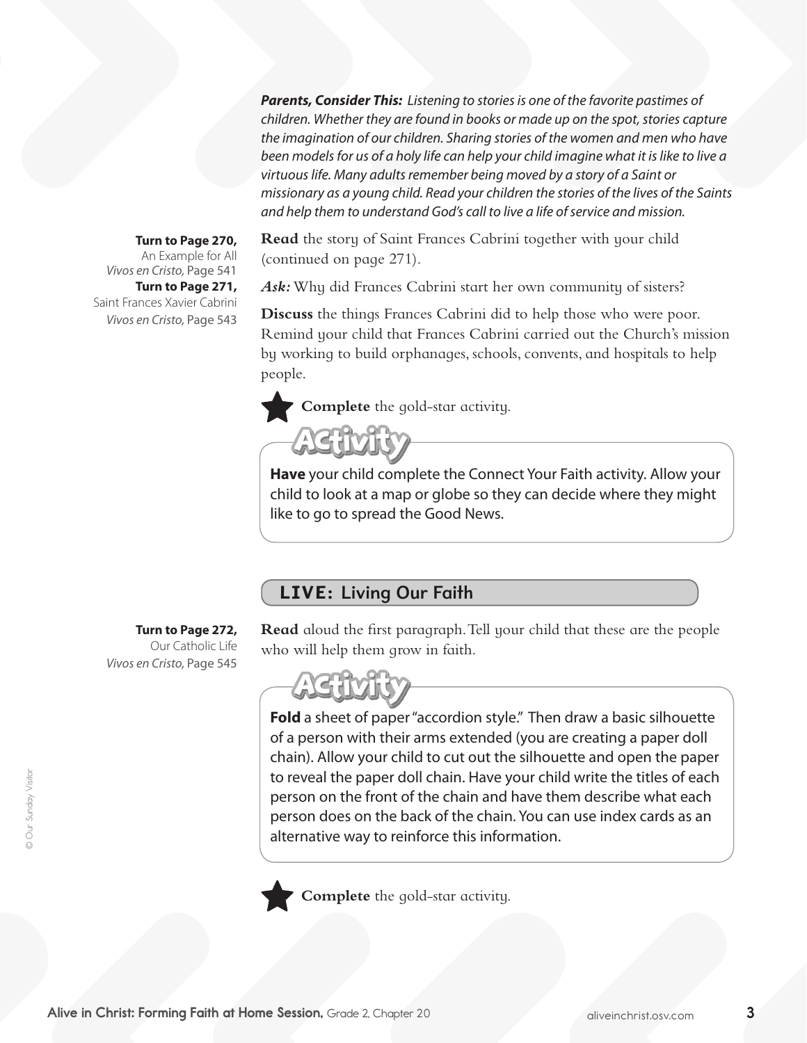***Parents, Consider This:*** *Listening to stories is one of the favorite pastimes of children. Whether they are found in books or made up on the spot, stories capture the imagination of our children. Sharing stories of the women and men who have been models for us of a holy life can help your child imagine what it is like to live a virtuous life. Many adults remember being moved by a story of a Saint or missionary as a young child. Read your children the stories of the lives of the Saints and help them to understand God's call to live a life of service and mission.*

**Turn to Page 270,**
An Example for All
*Vivos en Cristo,* Page 541
**Turn to Page 271,**
Saint Frances Xavier Cabrini
*Vivos en Cristo,* Page 543

**Read** the story of Saint Frances Cabrini together with your child (continued on page 271).

***Ask:*** Why did Frances Cabrini start her own community of sisters?

**Discuss** the things Frances Cabrini did to help those who were poor. Remind your child that Frances Cabrini carried out the Church's mission by working to build orphanages, schools, convents, and hospitals to help people.

★ **Complete** the gold-star activity.

**Activity**

**Have** your child complete the Connect Your Faith activity. Allow your child to look at a map or globe so they can decide where they might like to go to spread the Good News.

## LIVE: Living Our Faith

**Turn to Page 272,**
Our Catholic Life
*Vivos en Cristo,* Page 545

**Read** aloud the first paragraph. Tell your child that these are the people who will help them grow in faith.

**Activity**

**Fold** a sheet of paper "accordion style." Then draw a basic silhouette of a person with their arms extended (you are creating a paper doll chain). Allow your child to cut out the silhouette and open the paper to reveal the paper doll chain. Have your child write the titles of each person on the front of the chain and have them describe what each person does on the back of the chain. You can use index cards as an alternative way to reinforce this information.

★ **Complete** the gold-star activity.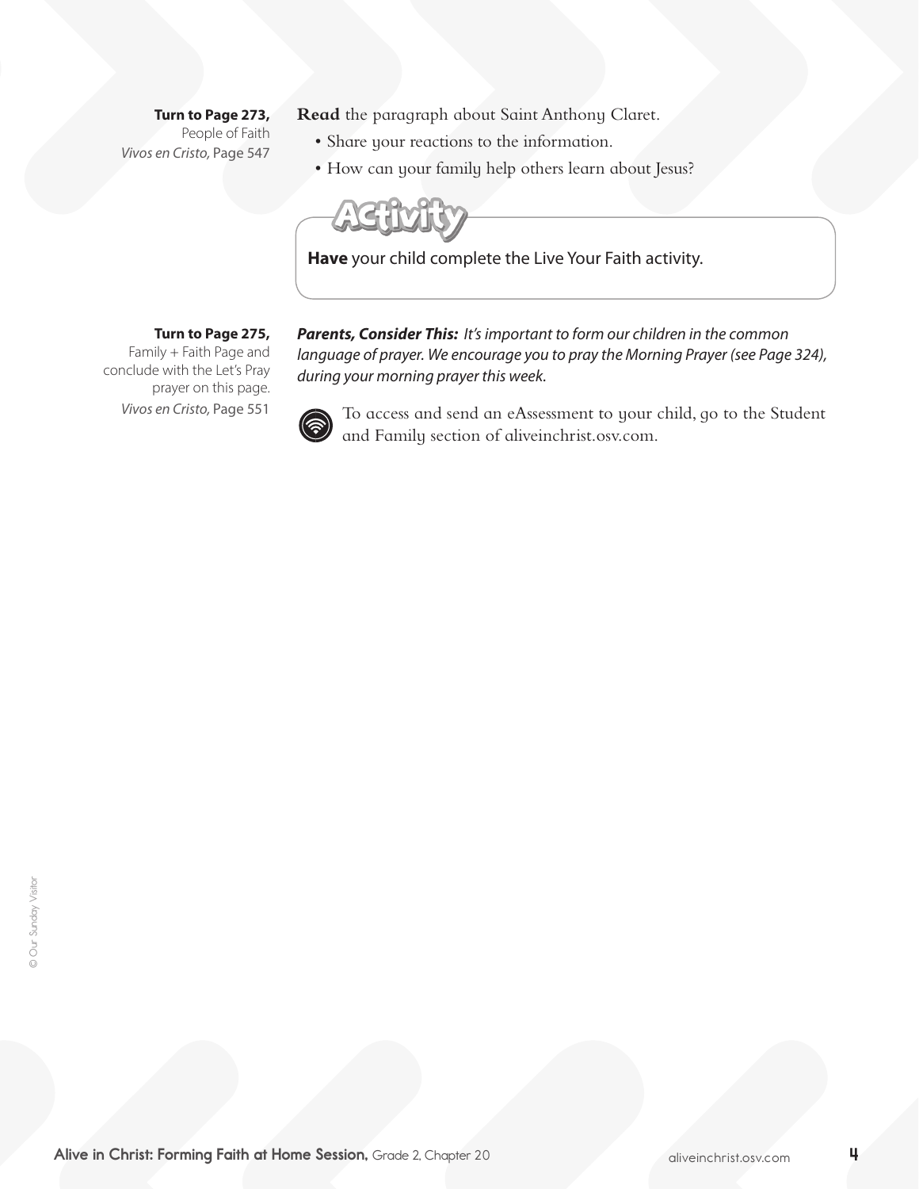**Turn to Page 273,**
People of Faith
*Vivos en Cristo,* Page 547

**Read** the paragraph about Saint Anthony Claret.

- Share your reactions to the information.
- How can your family help others learn about Jesus?

**Activity**

**Have** your child complete the Live Your Faith activity.

**Turn to Page 275,**
Family + Faith Page and conclude with the Let's Pray prayer on this page.
*Vivos en Cristo,* Page 551

***Parents, Consider This:*** *It's important to form our children in the common language of prayer. We encourage you to pray the Morning Prayer (see Page 324), during your morning prayer this week.*

To access and send an eAssessment to your child, go to the Student and Family section of aliveinchrist.osv.com.